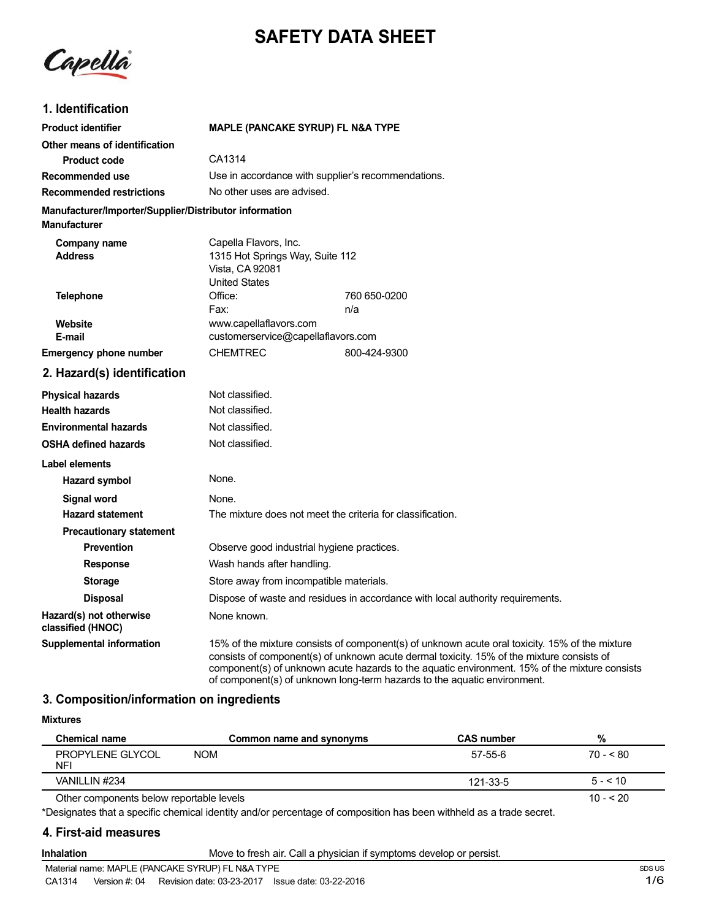# SAFETY DATA SHEET

Capella

## 1. Identification

| | | |
|---|---|---|
| **Product identifier** | **MAPLE (PANCAKE SYRUP) FL N&A TYPE** | |
| **Other means of identification** | | |
| **Product code** | CA1314 | |
| **Recommended use** | Use in accordance with supplier's recommendations. | |
| **Recommended restrictions** | No other uses are advised. | |

**Manufacturer/Importer/Supplier/Distributor information**

**Manufacturer**

| | | |
|---|---|---|
| **Company name** | Capella Flavors, Inc. | |
| **Address** | 1315 Hot Springs Way, Suite 112<br>Vista, CA 92081<br>United States | |
| **Telephone** | Office: | 760 650-0200 |
| | Fax: | n/a |
| **Website** | www.capellaflavors.com | |
| **E-mail** | customerservice@capellaflavors.com | |
| **Emergency phone number** | CHEMTREC | 800-424-9300 |

## 2. Hazard(s) identification

| | |
|---|---|
| **Physical hazards** | Not classified. |
| **Health hazards** | Not classified. |
| **Environmental hazards** | Not classified. |
| **OSHA defined hazards** | Not classified. |

**Label elements**

| | |
|---|---|
| **Hazard symbol** | None. |
| **Signal word** | None. |
| **Hazard statement** | The mixture does not meet the criteria for classification. |
| **Precautionary statement** | |
| **Prevention** | Observe good industrial hygiene practices. |
| **Response** | Wash hands after handling. |
| **Storage** | Store away from incompatible materials. |
| **Disposal** | Dispose of waste and residues in accordance with local authority requirements. |
| **Hazard(s) not otherwise classified (HNOC)** | None known. |
| **Supplemental information** | 15% of the mixture consists of component(s) of unknown acute oral toxicity. 15% of the mixture consists of component(s) of unknown acute dermal toxicity. 15% of the mixture consists of component(s) of unknown acute hazards to the aquatic environment. 15% of the mixture consists of component(s) of unknown long-term hazards to the aquatic environment. |

## 3. Composition/information on ingredients

**Mixtures**

| Chemical name | Common name and synonyms | CAS number | % |
|---|---|---|---|
| PROPYLENE GLYCOL NFI | NOM | 57-55-6 | 70 - < 80 |
| VANILLIN #234 | | 121-33-5 | 5 - < 10 |
| Other components below reportable levels | | | 10 - < 20 |

*Designates that a specific chemical identity and/or percentage of composition has been withheld as a trade secret.

## 4. First-aid measures

| | |
|---|---|
| **Inhalation** | Move to fresh air. Call a physician if symptoms develop or persist. |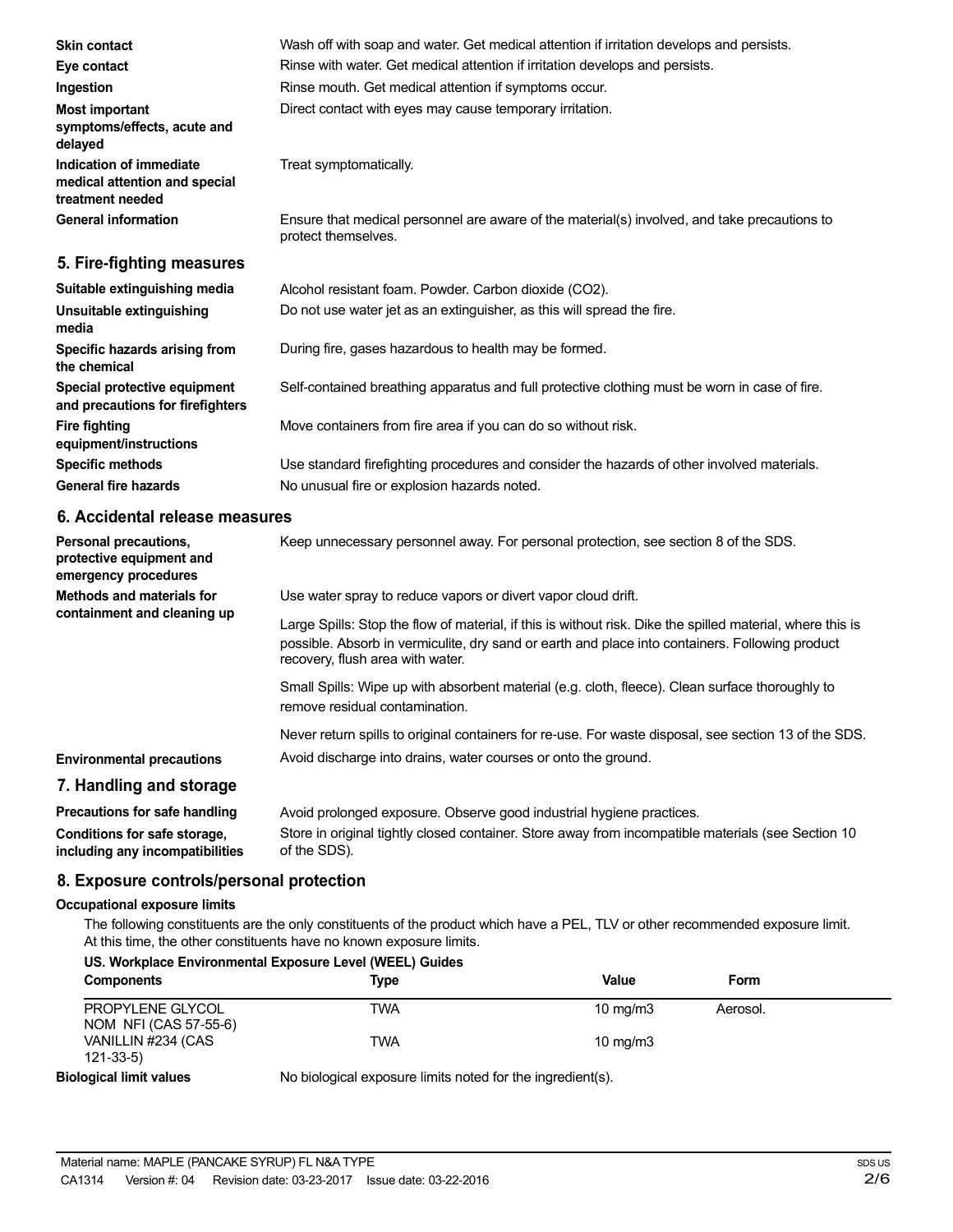**Skin contact** Wash off with soap and water. Get medical attention if irritation develops and persists.

**Eye contact** Rinse with water. Get medical attention if irritation develops and persists.

**Ingestion** Rinse mouth. Get medical attention if symptoms occur.

**Most important symptoms/effects, acute and delayed** Direct contact with eyes may cause temporary irritation.

**Indication of immediate medical attention and special treatment needed** Treat symptomatically.

**General information** Ensure that medical personnel are aware of the material(s) involved, and take precautions to protect themselves.

## 5. Fire-fighting measures

**Suitable extinguishing media** Alcohol resistant foam. Powder. Carbon dioxide ($CO_2$).

**Unsuitable extinguishing media** Do not use water jet as an extinguisher, as this will spread the fire.

**Specific hazards arising from the chemical** During fire, gases hazardous to health may be formed.

**Special protective equipment and precautions for firefighters** Self-contained breathing apparatus and full protective clothing must be worn in case of fire.

**Fire fighting equipment/instructions** Move containers from fire area if you can do so without risk.

**Specific methods** Use standard firefighting procedures and consider the hazards of other involved materials.

**General fire hazards** No unusual fire or explosion hazards noted.

## 6. Accidental release measures

**Personal precautions, protective equipment and emergency procedures** Keep unnecessary personnel away. For personal protection, see section 8 of the SDS.

**Methods and materials for containment and cleaning up** Use water spray to reduce vapors or divert vapor cloud drift.

Large Spills: Stop the flow of material, if this is without risk. Dike the spilled material, where this is possible. Absorb in vermiculite, dry sand or earth and place into containers. Following product recovery, flush area with water.

Small Spills: Wipe up with absorbent material (e.g. cloth, fleece). Clean surface thoroughly to remove residual contamination.

Never return spills to original containers for re-use. For waste disposal, see section 13 of the SDS.

**Environmental precautions** Avoid discharge into drains, water courses or onto the ground.

## 7. Handling and storage

**Precautions for safe handling** Avoid prolonged exposure. Observe good industrial hygiene practices.

**Conditions for safe storage, including any incompatibilities** Store in original tightly closed container. Store away from incompatible materials (see Section 10 of the SDS).

## 8. Exposure controls/personal protection

**Occupational exposure limits**

The following constituents are the only constituents of the product which have a PEL, TLV or other recommended exposure limit. At this time, the other constituents have no known exposure limits.

**US. Workplace Environmental Exposure Level (WEEL) Guides**

| Components | Type | Value | Form |
|---|---|---|---|
| PROPYLENE GLYCOL NOM NFI (CAS 57-55-6) | TWA | 10 mg/m3 | Aerosol. |
| VANILLIN #234 (CAS 121-33-5) | TWA | 10 mg/m3 | |

**Biological limit values** No biological exposure limits noted for the ingredient(s).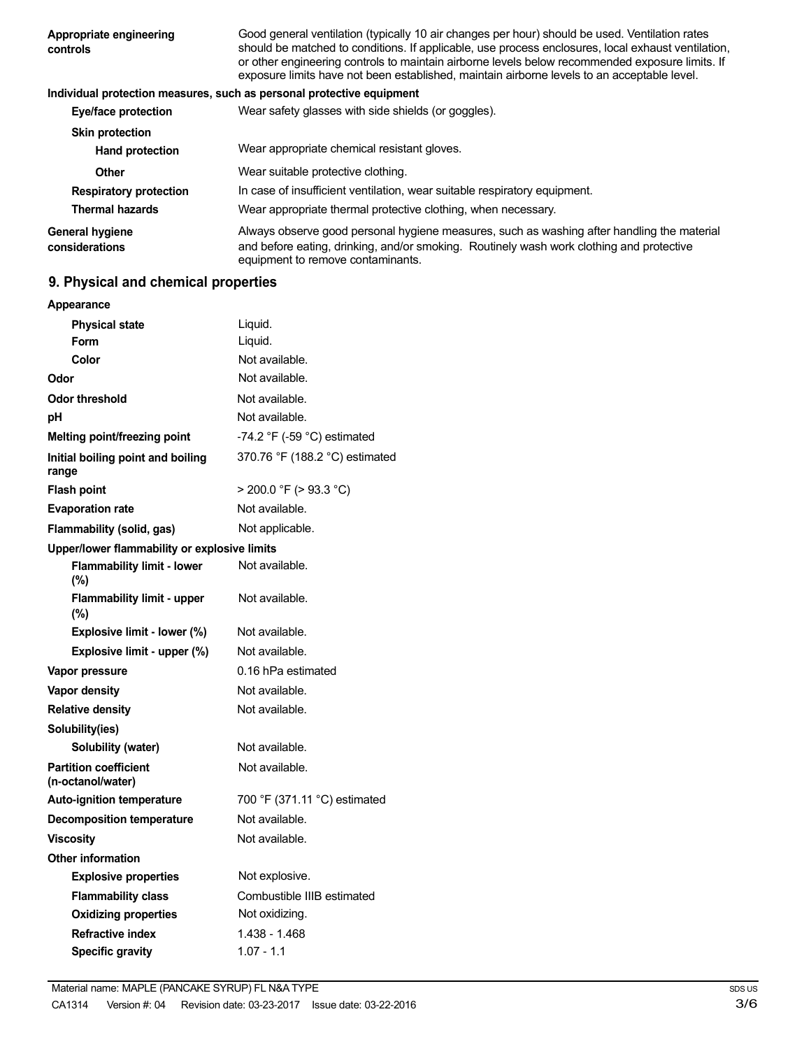| | |
|---|---|
| **Appropriate engineering controls** | Good general ventilation (typically 10 air changes per hour) should be used. Ventilation rates should be matched to conditions. If applicable, use process enclosures, local exhaust ventilation, or other engineering controls to maintain airborne levels below recommended exposure limits. If exposure limits have not been established, maintain airborne levels to an acceptable level. |

**Individual protection measures, such as personal protective equipment**

| | |
|---|---|
| **Eye/face protection** | Wear safety glasses with side shields (or goggles). |
| **Skin protection** | |
| **Hand protection** | Wear appropriate chemical resistant gloves. |
| **Other** | Wear suitable protective clothing. |
| **Respiratory protection** | In case of insufficient ventilation, wear suitable respiratory equipment. |
| **Thermal hazards** | Wear appropriate thermal protective clothing, when necessary. |
| **General hygiene considerations** | Always observe good personal hygiene measures, such as washing after handling the material and before eating, drinking, and/or smoking. Routinely wash work clothing and protective equipment to remove contaminants. |

## 9. Physical and chemical properties

| | |
|---|---|
| **Appearance** | |
| **Physical state** | Liquid. |
| **Form** | Liquid. |
| **Color** | Not available. |
| **Odor** | Not available. |
| **Odor threshold** | Not available. |
| **pH** | Not available. |
| **Melting point/freezing point** | -74.2 °F (-59 °C) estimated |
| **Initial boiling point and boiling range** | 370.76 °F (188.2 °C) estimated |
| **Flash point** | > 200.0 °F (> 93.3 °C) |
| **Evaporation rate** | Not available. |
| **Flammability (solid, gas)** | Not applicable. |
| **Upper/lower flammability or explosive limits** | |
| **Flammability limit - lower (%)** | Not available. |
| **Flammability limit - upper (%)** | Not available. |
| **Explosive limit - lower (%)** | Not available. |
| **Explosive limit - upper (%)** | Not available. |
| **Vapor pressure** | 0.16 hPa estimated |
| **Vapor density** | Not available. |
| **Relative density** | Not available. |
| **Solubility(ies)** | |
| **Solubility (water)** | Not available. |
| **Partition coefficient (n-octanol/water)** | Not available. |
| **Auto-ignition temperature** | 700 °F (371.11 °C) estimated |
| **Decomposition temperature** | Not available. |
| **Viscosity** | Not available. |
| **Other information** | |
| **Explosive properties** | Not explosive. |
| **Flammability class** | Combustible IIIB estimated |
| **Oxidizing properties** | Not oxidizing. |
| **Refractive index** | 1.438 - 1.468 |
| **Specific gravity** | 1.07 - 1.1 |

Material name: MAPLE (PANCAKE SYRUP) FL N&A TYPE
CA1314 Version #: 04 Revision date: 03-23-2017 Issue date: 03-22-2016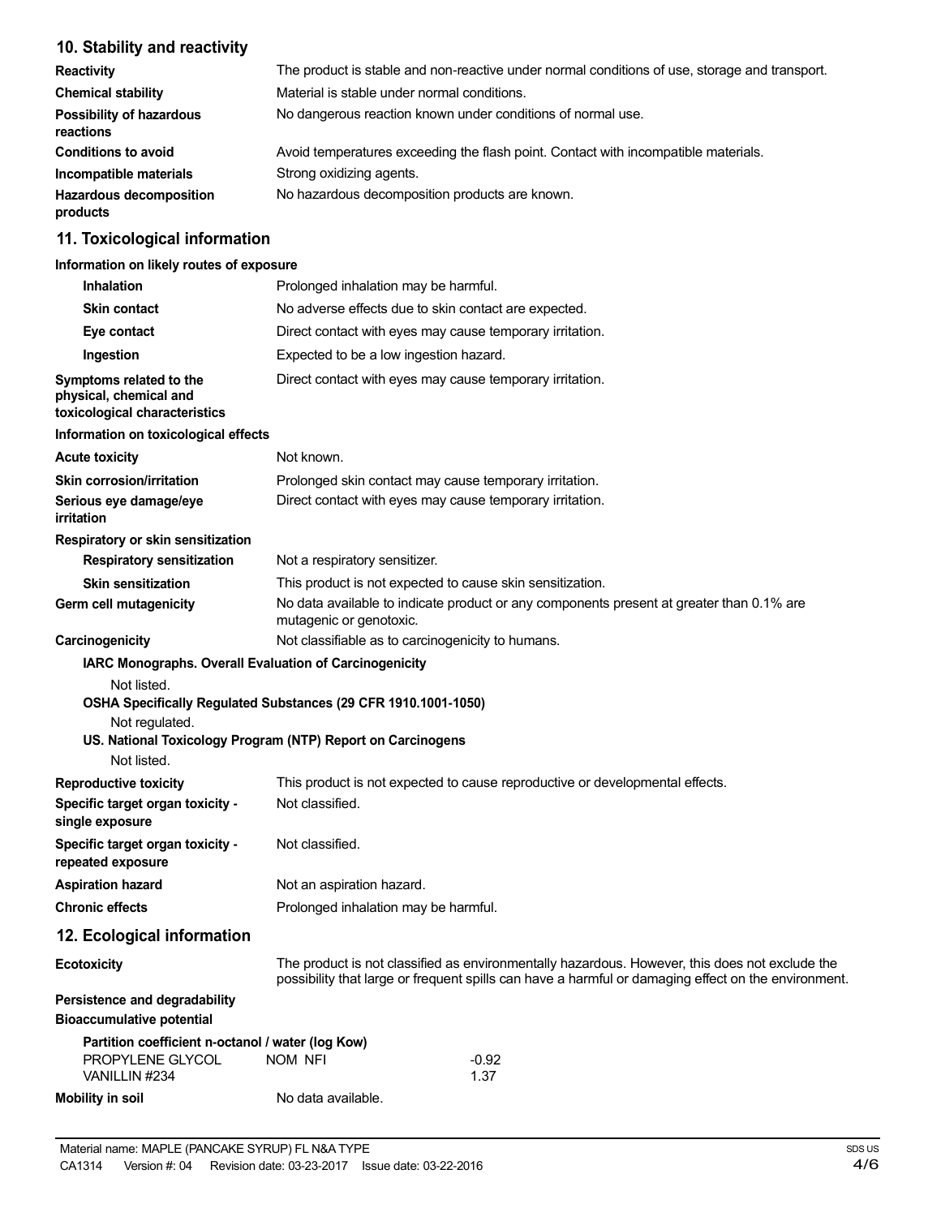## 10. Stability and reactivity

| | |
|---|---|
| **Reactivity** | The product is stable and non-reactive under normal conditions of use, storage and transport. |
| **Chemical stability** | Material is stable under normal conditions. |
| **Possibility of hazardous reactions** | No dangerous reaction known under conditions of normal use. |
| **Conditions to avoid** | Avoid temperatures exceeding the flash point. Contact with incompatible materials. |
| **Incompatible materials** | Strong oxidizing agents. |
| **Hazardous decomposition products** | No hazardous decomposition products are known. |

## 11. Toxicological information

**Information on likely routes of exposure**

| | |
|---|---|
| **Inhalation** | Prolonged inhalation may be harmful. |
| **Skin contact** | No adverse effects due to skin contact are expected. |
| **Eye contact** | Direct contact with eyes may cause temporary irritation. |
| **Ingestion** | Expected to be a low ingestion hazard. |
| **Symptoms related to the physical, chemical and toxicological characteristics** | Direct contact with eyes may cause temporary irritation. |

**Information on toxicological effects**

| | |
|---|---|
| **Acute toxicity** | Not known. |
| **Skin corrosion/irritation** | Prolonged skin contact may cause temporary irritation. |
| **Serious eye damage/eye irritation** | Direct contact with eyes may cause temporary irritation. |

**Respiratory or skin sensitization**

| | |
|---|---|
| **Respiratory sensitization** | Not a respiratory sensitizer. |
| **Skin sensitization** | This product is not expected to cause skin sensitization. |
| **Germ cell mutagenicity** | No data available to indicate product or any components present at greater than 0.1% are mutagenic or genotoxic. |
| **Carcinogenicity** | Not classifiable as to carcinogenicity to humans. |

**IARC Monographs. Overall Evaluation of Carcinogenicity**

Not listed.

**OSHA Specifically Regulated Substances (29 CFR 1910.1001-1050)**

Not regulated.

**US. National Toxicology Program (NTP) Report on Carcinogens**

Not listed.

| | |
|---|---|
| **Reproductive toxicity** | This product is not expected to cause reproductive or developmental effects. |
| **Specific target organ toxicity - single exposure** | Not classified. |
| **Specific target organ toxicity - repeated exposure** | Not classified. |
| **Aspiration hazard** | Not an aspiration hazard. |
| **Chronic effects** | Prolonged inhalation may be harmful. |

## 12. Ecological information

| | |
|---|---|
| **Ecotoxicity** | The product is not classified as environmentally hazardous. However, this does not exclude the possibility that large or frequent spills can have a harmful or damaging effect on the environment. |

**Persistence and degradability**

**Bioaccumulative potential**

**Partition coefficient n-octanol / water (log Kow)**

| | | |
|---|---|---|
| PROPYLENE GLYCOL | NOM NFI | -0.92 |
| VANILLIN #234 | | 1.37 |

| | |
|---|---|
| **Mobility in soil** | No data available. |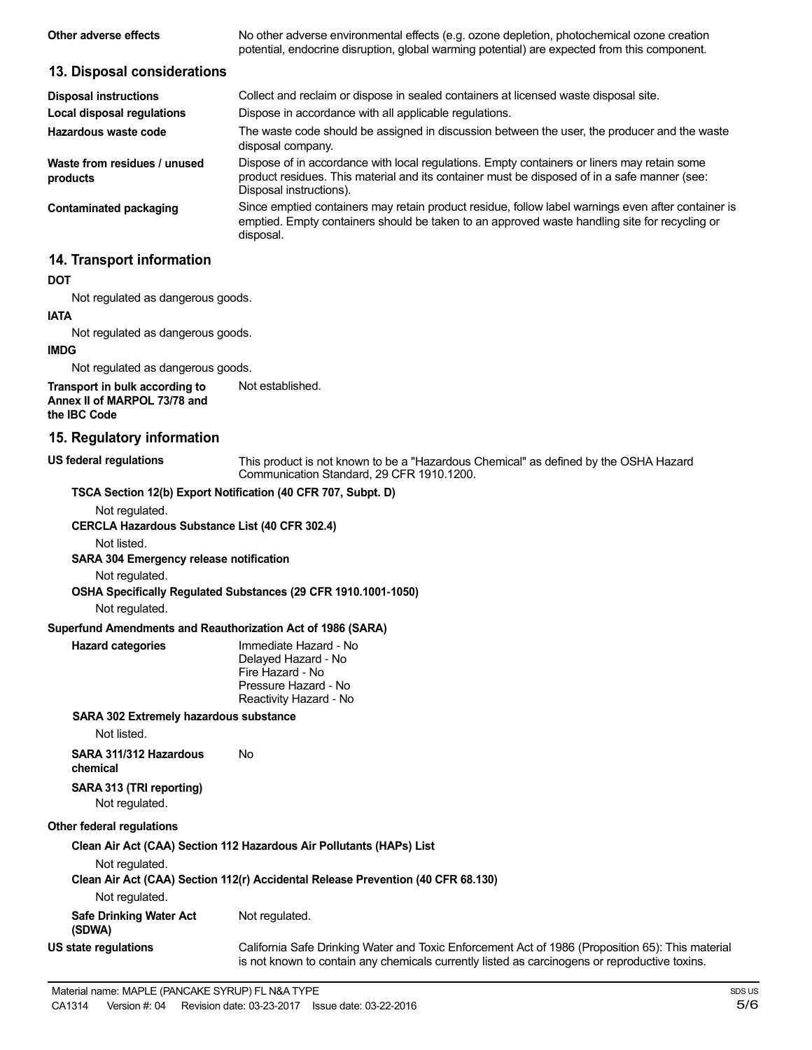| | |
|---|---|
| **Other adverse effects** | No other adverse environmental effects (e.g. ozone depletion, photochemical ozone creation potential, endocrine disruption, global warming potential) are expected from this component. |

## 13. Disposal considerations

| | |
|---|---|
| **Disposal instructions** | Collect and reclaim or dispose in sealed containers at licensed waste disposal site. |
| **Local disposal regulations** | Dispose in accordance with all applicable regulations. |
| **Hazardous waste code** | The waste code should be assigned in discussion between the user, the producer and the waste disposal company. |
| **Waste from residues / unused products** | Dispose of in accordance with local regulations. Empty containers or liners may retain some product residues. This material and its container must be disposed of in a safe manner (see: Disposal instructions). |
| **Contaminated packaging** | Since emptied containers may retain product residue, follow label warnings even after container is emptied. Empty containers should be taken to an approved waste handling site for recycling or disposal. |

## 14. Transport information

**DOT**

Not regulated as dangerous goods.

**IATA**

Not regulated as dangerous goods.

**IMDG**

Not regulated as dangerous goods.

**Transport in bulk according to Annex II of MARPOL 73/78 and the IBC Code** Not established.

## 15. Regulatory information

**US federal regulations** This product is not known to be a "Hazardous Chemical" as defined by the OSHA Hazard Communication Standard, 29 CFR 1910.1200.

**TSCA Section 12(b) Export Notification (40 CFR 707, Subpt. D)**

Not regulated.

**CERCLA Hazardous Substance List (40 CFR 302.4)**

Not listed.

**SARA 304 Emergency release notification**

Not regulated.

**OSHA Specifically Regulated Substances (29 CFR 1910.1001-1050)**

Not regulated.

**Superfund Amendments and Reauthorization Act of 1986 (SARA)**

**Hazard categories**
Immediate Hazard - No
Delayed Hazard - No
Fire Hazard - No
Pressure Hazard - No
Reactivity Hazard - No

**SARA 302 Extremely hazardous substance**

Not listed.

**SARA 311/312 Hazardous chemical** No

**SARA 313 (TRI reporting)**

Not regulated.

**Other federal regulations**

**Clean Air Act (CAA) Section 112 Hazardous Air Pollutants (HAPs) List**

Not regulated.

**Clean Air Act (CAA) Section 112(r) Accidental Release Prevention (40 CFR 68.130)**

Not regulated.

**Safe Drinking Water Act (SDWA)** Not regulated.

**US state regulations** California Safe Drinking Water and Toxic Enforcement Act of 1986 (Proposition 65): This material is not known to contain any chemicals currently listed as carcinogens or reproductive toxins.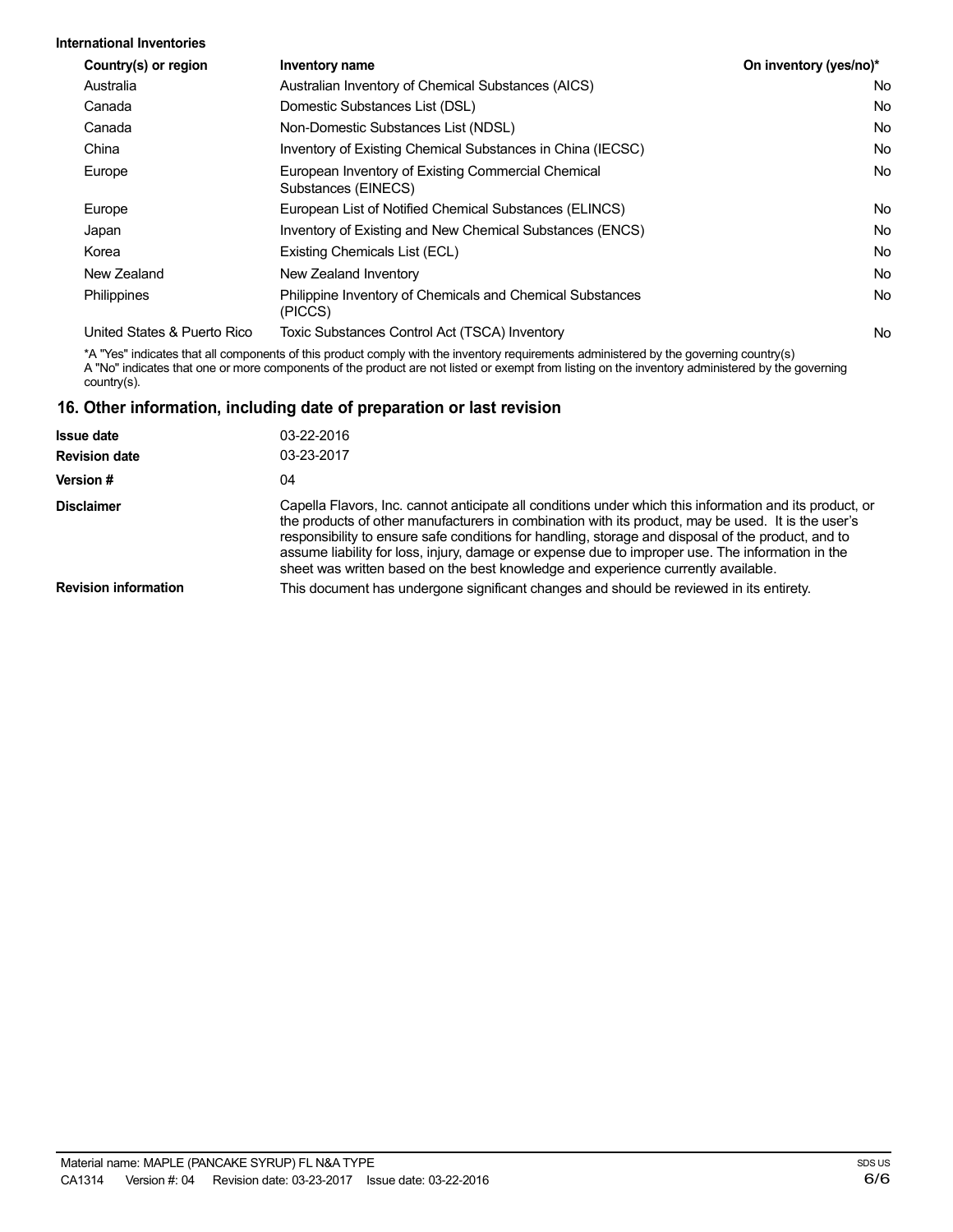**International Inventories**

| Country(s) or region | Inventory name | On inventory (yes/no)* |
| --- | --- | --- |
| Australia | Australian Inventory of Chemical Substances (AICS) | No |
| Canada | Domestic Substances List (DSL) | No |
| Canada | Non-Domestic Substances List (NDSL) | No |
| China | Inventory of Existing Chemical Substances in China (IECSC) | No |
| Europe | European Inventory of Existing Commercial Chemical Substances (EINECS) | No |
| Europe | European List of Notified Chemical Substances (ELINCS) | No |
| Japan | Inventory of Existing and New Chemical Substances (ENCS) | No |
| Korea | Existing Chemicals List (ECL) | No |
| New Zealand | New Zealand Inventory | No |
| Philippines | Philippine Inventory of Chemicals and Chemical Substances (PICCS) | No |
| United States & Puerto Rico | Toxic Substances Control Act (TSCA) Inventory | No |

*A "Yes" indicates that all components of this product comply with the inventory requirements administered by the governing country(s)
A "No" indicates that one or more components of the product are not listed or exempt from listing on the inventory administered by the governing country(s).

## 16. Other information, including date of preparation or last revision

**Issue date** 03-22-2016

**Revision date** 03-23-2017

**Version #** 04

**Disclaimer** Capella Flavors, Inc. cannot anticipate all conditions under which this information and its product, or the products of other manufacturers in combination with its product, may be used. It is the user's responsibility to ensure safe conditions for handling, storage and disposal of the product, and to assume liability for loss, injury, damage or expense due to improper use. The information in the sheet was written based on the best knowledge and experience currently available.

**Revision information** This document has undergone significant changes and should be reviewed in its entirety.